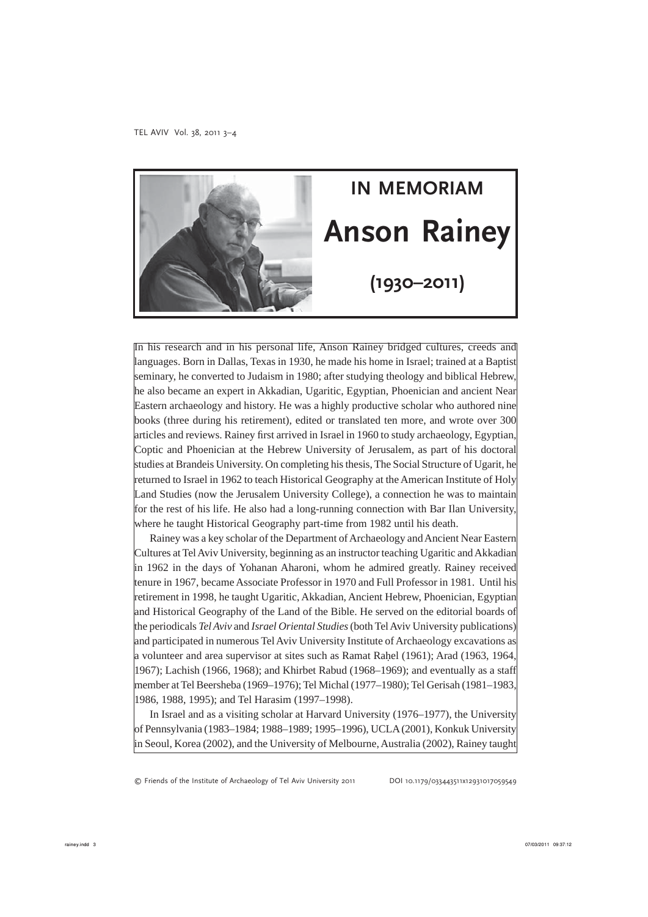# IN MEMORIAM

# Anson Rainey

## (1930–2011)

In his research and in his personal life, Anson Rainey bridged cultures, creeds and languages. Born in Dallas, Texas in 1930, he made his home in Israel; trained at a Baptist seminary, he converted to Judaism in 1980; after studying theology and biblical Hebrew, he also became an expert in Akkadian, Ugaritic, Egyptian, Phoenician and ancient Near Eastern archaeology and history. He was a highly productive scholar who authored nine books (three during his retirement), edited or translated ten more, and wrote over 300 articles and reviews. Rainey first arrived in Israel in 1960 to study archaeology, Egyptian, Coptic and Phoenician at the Hebrew University of Jerusalem, as part of his doctoral studies at Brandeis University. On completing his thesis, The Social Structure of Ugarit, he returned to Israel in 1962 to teach Historical Geography at the American Institute of Holy Land Studies (now the Jerusalem University College), a connection he was to maintain for the rest of his life. He also had a long-running connection with Bar Ilan University, where he taught Historical Geography part-time from 1982 until his death.

Rainey was a key scholar of the Department of Archaeology and Ancient Near Eastern Cultures at Tel Aviv University, beginning as an instructor teaching Ugaritic and Akkadian in 1962 in the days of Yohanan Aharoni, whom he admired greatly. Rainey received tenure in 1967, became Associate Professor in 1970 and Full Professor in 1981. Until his retirement in 1998, he taught Ugaritic, Akkadian, Ancient Hebrew, Phoenician, Egyptian and Historical Geography of the Land of the Bible. He served on the editorial boards of the periodicals *Tel Aviv* and *Israel Oriental Studies* (both Tel Aviv University publications) and participated in numerous Tel Aviv University Institute of Archaeology excavations as a volunteer and area supervisor at sites such as Ramat Raḥel (1961); Arad (1963, 1964, 1967); Lachish (1966, 1968); and Khirbet Rabud (1968–1969); and eventually as a staff member at Tel Beersheba (1969–1976); Tel Michal (1977–1980); Tel Gerisah (1981–1983, 1986, 1988, 1995); and Tel Harasim (1997–1998).

In Israel and as a visiting scholar at Harvard University (1976–1977), the University of Pennsylvania (1983–1984; 1988–1989; 1995–1996), UCLA (2001), Konkuk University in Seoul, Korea (2002), and the University of Melbourne, Australia (2002), Rainey taught

© Friends of the Institute of Archaeology of Tel Aviv University 2011 DOI 10.1179/033443511x12931017059549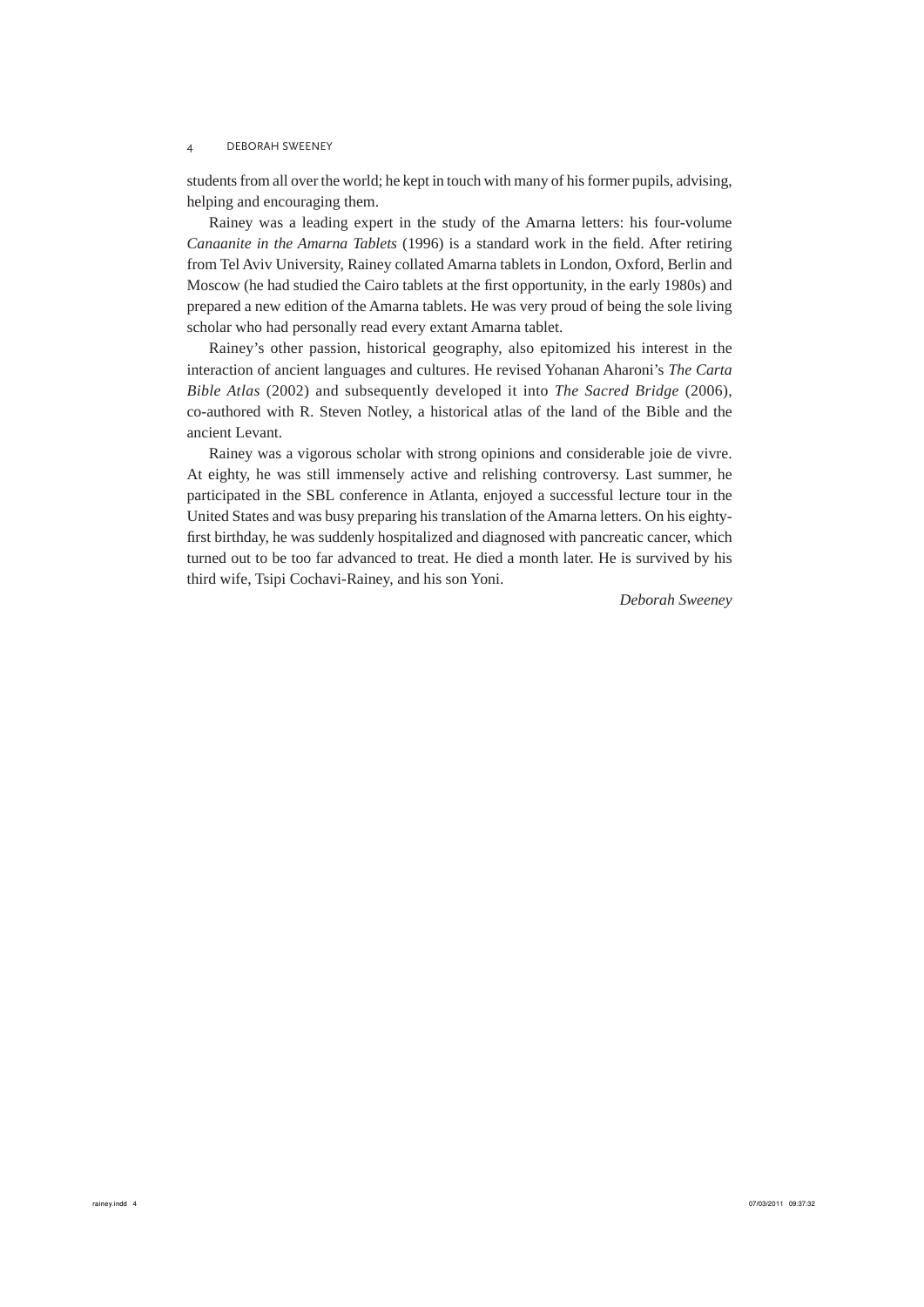students from all over the world; he kept in touch with many of his former pupils, advising, helping and encouraging them.

Rainey was a leading expert in the study of the Amarna letters: his four-volume *Canaanite in the Amarna Tablets* (1996) is a standard work in the field. After retiring from Tel Aviv University, Rainey collated Amarna tablets in London, Oxford, Berlin and Moscow (he had studied the Cairo tablets at the first opportunity, in the early 1980s) and prepared a new edition of the Amarna tablets. He was very proud of being the sole living scholar who had personally read every extant Amarna tablet.

Rainey's other passion, historical geography, also epitomized his interest in the interaction of ancient languages and cultures. He revised Yohanan Aharoni's *The Carta Bible Atlas* (2002) and subsequently developed it into *The Sacred Bridge* (2006), co-authored with R. Steven Notley, a historical atlas of the land of the Bible and the ancient Levant.

Rainey was a vigorous scholar with strong opinions and considerable joie de vivre. At eighty, he was still immensely active and relishing controversy. Last summer, he participated in the SBL conference in Atlanta, enjoyed a successful lecture tour in the United States and was busy preparing his translation of the Amarna letters. On his eighty-first birthday, he was suddenly hospitalized and diagnosed with pancreatic cancer, which turned out to be too far advanced to treat. He died a month later. He is survived by his third wife, Tsipi Cochavi-Rainey, and his son Yoni.

*Deborah Sweeney*